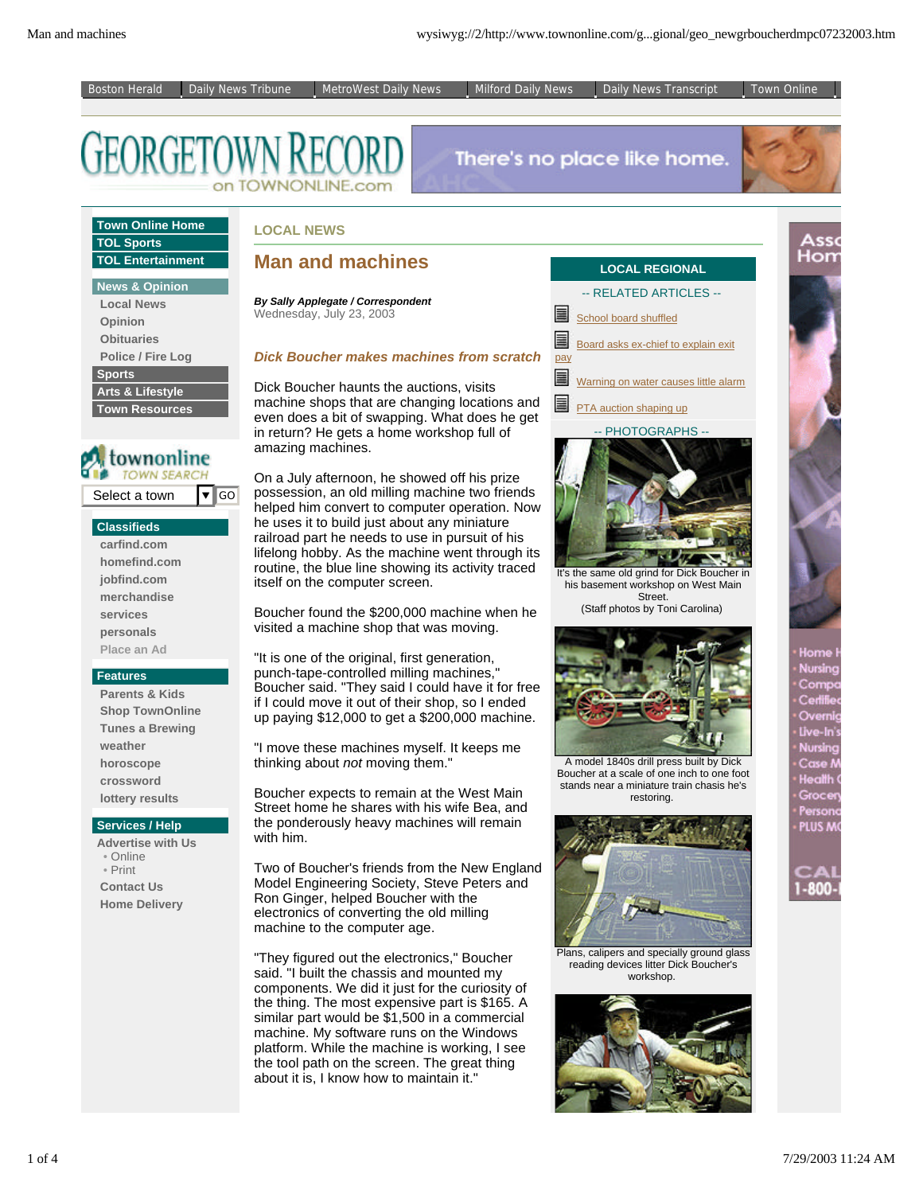LOCAL NEWS

# Man and machines

***By Sally Applegate / Correspondent***
Wednesday, July 23, 2003

***Dick Boucher makes machines from scratch***

Dick Boucher haunts the auctions, visits machine shops that are changing locations and even does a bit of swapping. What does he get in return? He gets a home workshop full of amazing machines.

On a July afternoon, he showed off his prize possession, an old milling machine two friends helped him convert to computer operation. Now he uses it to build just about any miniature railroad part he needs to use in pursuit of his lifelong hobby. As the machine went through its routine, the blue line showing its activity traced itself on the computer screen.

Boucher found the $200,000 machine when he visited a machine shop that was moving.

"It is one of the original, first generation, punch-tape-controlled milling machines," Boucher said. "They said I could have it for free if I could move it out of their shop, so I ended up paying $12,000 to get a $200,000 machine.

"I move these machines myself. It keeps me thinking about *not* moving them."

Boucher expects to remain at the West Main Street home he shares with his wife Bea, and the ponderously heavy machines will remain with him.

Two of Boucher's friends from the New England Model Engineering Society, Steve Peters and Ron Ginger, helped Boucher with the electronics of converting the old milling machine to the computer age.

"They figured out the electronics," Boucher said. "I built the chassis and mounted my components. We did it just for the curiosity of the thing. The most expensive part is $165. A similar part would be $1,500 in a commercial machine. My software runs on the Windows platform. While the machine is working, I see the tool path on the screen. The great thing about it is, I know how to maintain it."

It's the same old grind for Dick Boucher in his basement workshop on West Main Street.
(Staff photos by Toni Carolina)

A model 1840s drill press built by Dick Boucher at a scale of one inch to one foot stands near a miniature train chassis he's restoring.

Plans, calipers and specially ground glass reading devices litter Dick Boucher's workshop.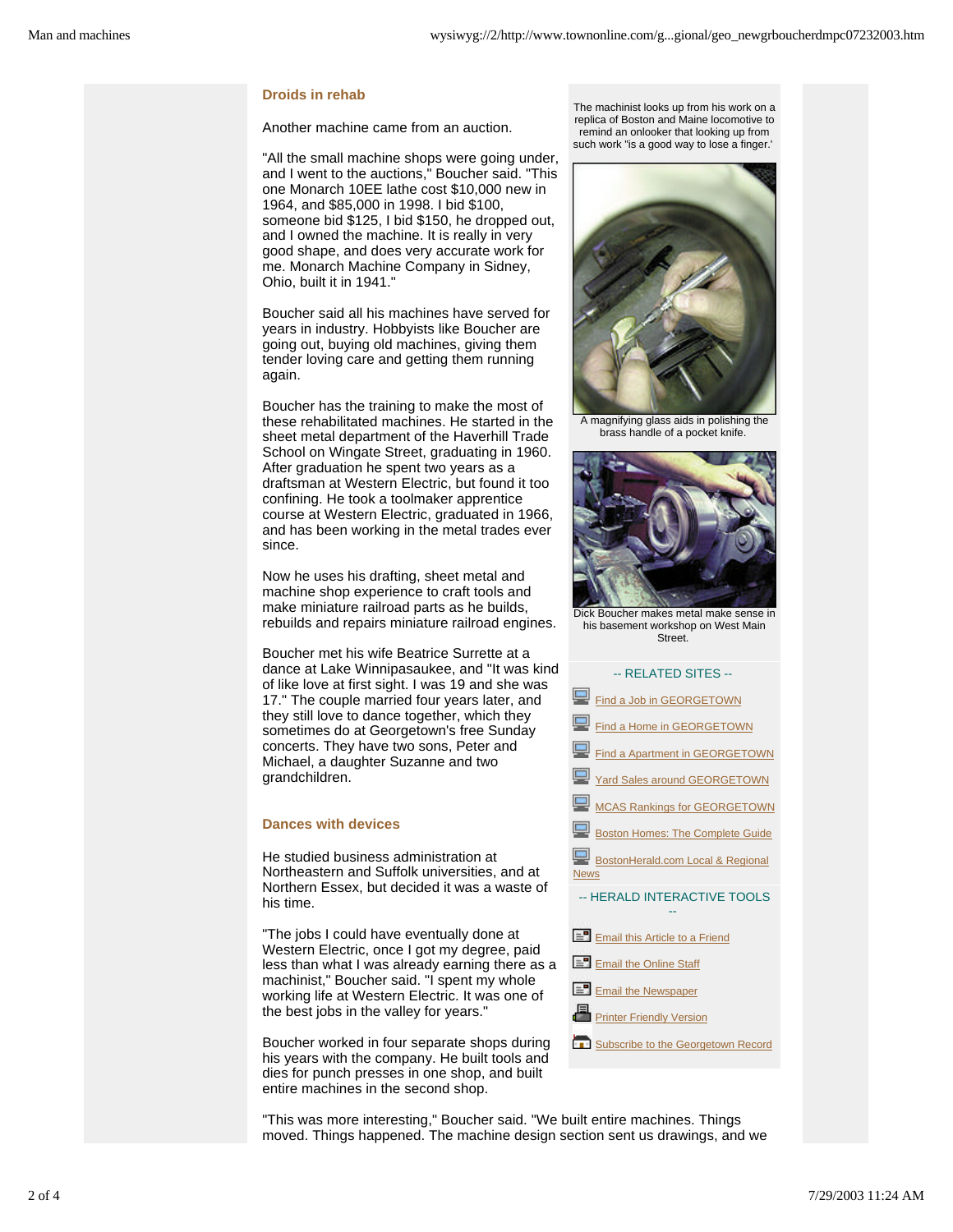### Droids in rehab

Another machine came from an auction.

"All the small machine shops were going under, and I went to the auctions," Boucher said. "This one Monarch 10EE lathe cost $10,000 new in 1964, and $85,000 in 1998. I bid $100, someone bid $125, I bid $150, he dropped out, and I owned the machine. It is really in very good shape, and does very accurate work for me. Monarch Machine Company in Sidney, Ohio, built it in 1941."

Boucher said all his machines have served for years in industry. Hobbyists like Boucher are going out, buying old machines, giving them tender loving care and getting them running again.

Boucher has the training to make the most of these rehabilitated machines. He started in the sheet metal department of the Haverhill Trade School on Wingate Street, graduating in 1960. After graduation he spent two years as a draftsman at Western Electric, but found it too confining. He took a toolmaker apprentice course at Western Electric, graduated in 1966, and has been working in the metal trades ever since.

Now he uses his drafting, sheet metal and machine shop experience to craft tools and make miniature railroad parts as he builds, rebuilds and repairs miniature railroad engines.

Boucher met his wife Beatrice Surrette at a dance at Lake Winnipasaukee, and "It was kind of like love at first sight. I was 19 and she was 17." The couple married four years later, and they still love to dance together, which they sometimes do at Georgetown's free Sunday concerts. They have two sons, Peter and Michael, a daughter Suzanne and two grandchildren.

### Dances with devices

He studied business administration at Northeastern and Suffolk universities, and at Northern Essex, but decided it was a waste of his time.

"The jobs I could have eventually done at Western Electric, once I got my degree, paid less than what I was already earning there as a machinist," Boucher said. "I spent my whole working life at Western Electric. It was one of the best jobs in the valley for years."

Boucher worked in four separate shops during his years with the company. He built tools and dies for punch presses in one shop, and built entire machines in the second shop.

"This was more interesting," Boucher said. "We built entire machines. Things moved. Things happened. The machine design section sent us drawings, and we

The machinist looks up from his work on a replica of Boston and Maine locomotive to remind an onlooker that looking up from such work "is a good way to lose a finger.'

A magnifying glass aids in polishing the brass handle of a pocket knife.

Dick Boucher makes metal make sense in his basement workshop on West Main Street.

-- RELATED SITES --

- Find a Job in GEORGETOWN
- Find a Home in GEORGETOWN
- Find a Apartment in GEORGETOWN
- Yard Sales around GEORGETOWN
- MCAS Rankings for GEORGETOWN
- Boston Homes: The Complete Guide
- BostonHerald.com Local & Regional News

-- HERALD INTERACTIVE TOOLS --

- Email this Article to a Friend
- Email the Online Staff
- Email the Newspaper
- Printer Friendly Version
- Subscribe to the Georgetown Record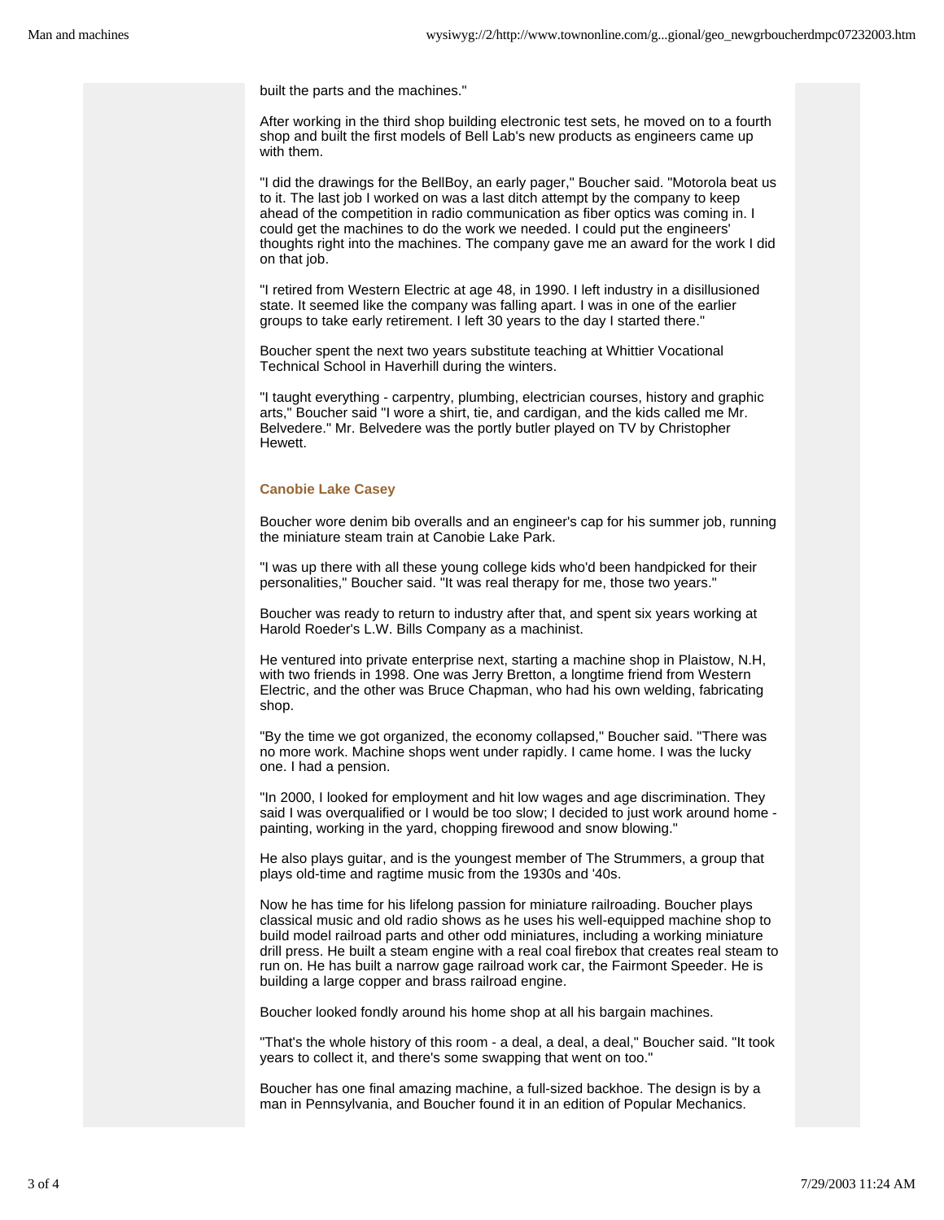built the parts and the machines."

After working in the third shop building electronic test sets, he moved on to a fourth shop and built the first models of Bell Lab's new products as engineers came up with them.

"I did the drawings for the BellBoy, an early pager," Boucher said. "Motorola beat us to it. The last job I worked on was a last ditch attempt by the company to keep ahead of the competition in radio communication as fiber optics was coming in. I could get the machines to do the work we needed. I could put the engineers' thoughts right into the machines. The company gave me an award for the work I did on that job.

"I retired from Western Electric at age 48, in 1990. I left industry in a disillusioned state. It seemed like the company was falling apart. I was in one of the earlier groups to take early retirement. I left 30 years to the day I started there."

Boucher spent the next two years substitute teaching at Whittier Vocational Technical School in Haverhill during the winters.

"I taught everything - carpentry, plumbing, electrician courses, history and graphic arts," Boucher said "I wore a shirt, tie, and cardigan, and the kids called me Mr. Belvedere." Mr. Belvedere was the portly butler played on TV by Christopher Hewett.

### Canobie Lake Casey

Boucher wore denim bib overalls and an engineer's cap for his summer job, running the miniature steam train at Canobie Lake Park.

"I was up there with all these young college kids who'd been handpicked for their personalities," Boucher said. "It was real therapy for me, those two years."

Boucher was ready to return to industry after that, and spent six years working at Harold Roeder's L.W. Bills Company as a machinist.

He ventured into private enterprise next, starting a machine shop in Plaistow, N.H, with two friends in 1998. One was Jerry Bretton, a longtime friend from Western Electric, and the other was Bruce Chapman, who had his own welding, fabricating shop.

"By the time we got organized, the economy collapsed," Boucher said. "There was no more work. Machine shops went under rapidly. I came home. I was the lucky one. I had a pension.

"In 2000, I looked for employment and hit low wages and age discrimination. They said I was overqualified or I would be too slow; I decided to just work around home - painting, working in the yard, chopping firewood and snow blowing."

He also plays guitar, and is the youngest member of The Strummers, a group that plays old-time and ragtime music from the 1930s and '40s.

Now he has time for his lifelong passion for miniature railroading. Boucher plays classical music and old radio shows as he uses his well-equipped machine shop to build model railroad parts and other odd miniatures, including a working miniature drill press. He built a steam engine with a real coal firebox that creates real steam to run on. He has built a narrow gage railroad work car, the Fairmont Speeder. He is building a large copper and brass railroad engine.

Boucher looked fondly around his home shop at all his bargain machines.

"That's the whole history of this room - a deal, a deal, a deal," Boucher said. "It took years to collect it, and there's some swapping that went on too."

Boucher has one final amazing machine, a full-sized backhoe. The design is by a man in Pennsylvania, and Boucher found it in an edition of Popular Mechanics.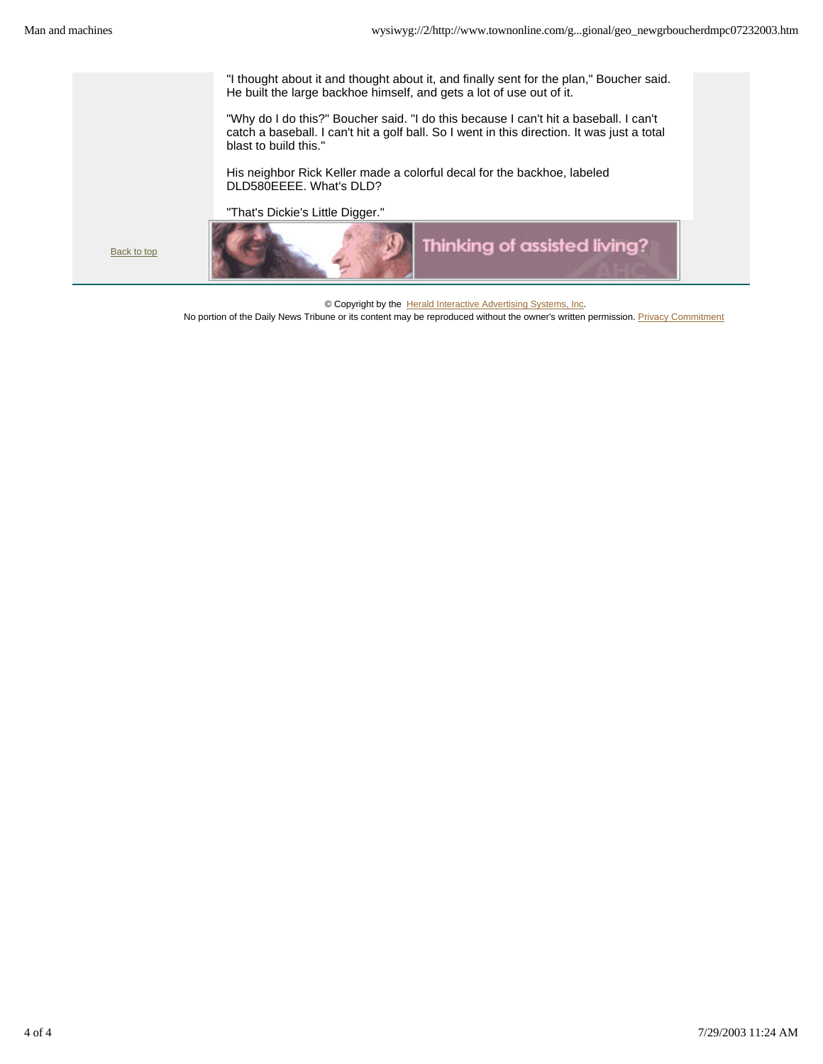"I thought about it and thought about it, and finally sent for the plan," Boucher said. He built the large backhoe himself, and gets a lot of use out of it.

"Why do I do this?" Boucher said. "I do this because I can't hit a baseball. I can't catch a baseball. I can't hit a golf ball. So I went in this direction. It was just a total blast to build this."

His neighbor Rick Keller made a colorful decal for the backhoe, labeled DLD580EEEE. What's DLD?

"That's Dickie's Little Digger."

Back to top

Thinking of assisted living?

© Copyright by the Herald Interactive Advertising Systems, Inc.

No portion of the Daily News Tribune or its content may be reproduced without the owner's written permission. Privacy Commitment